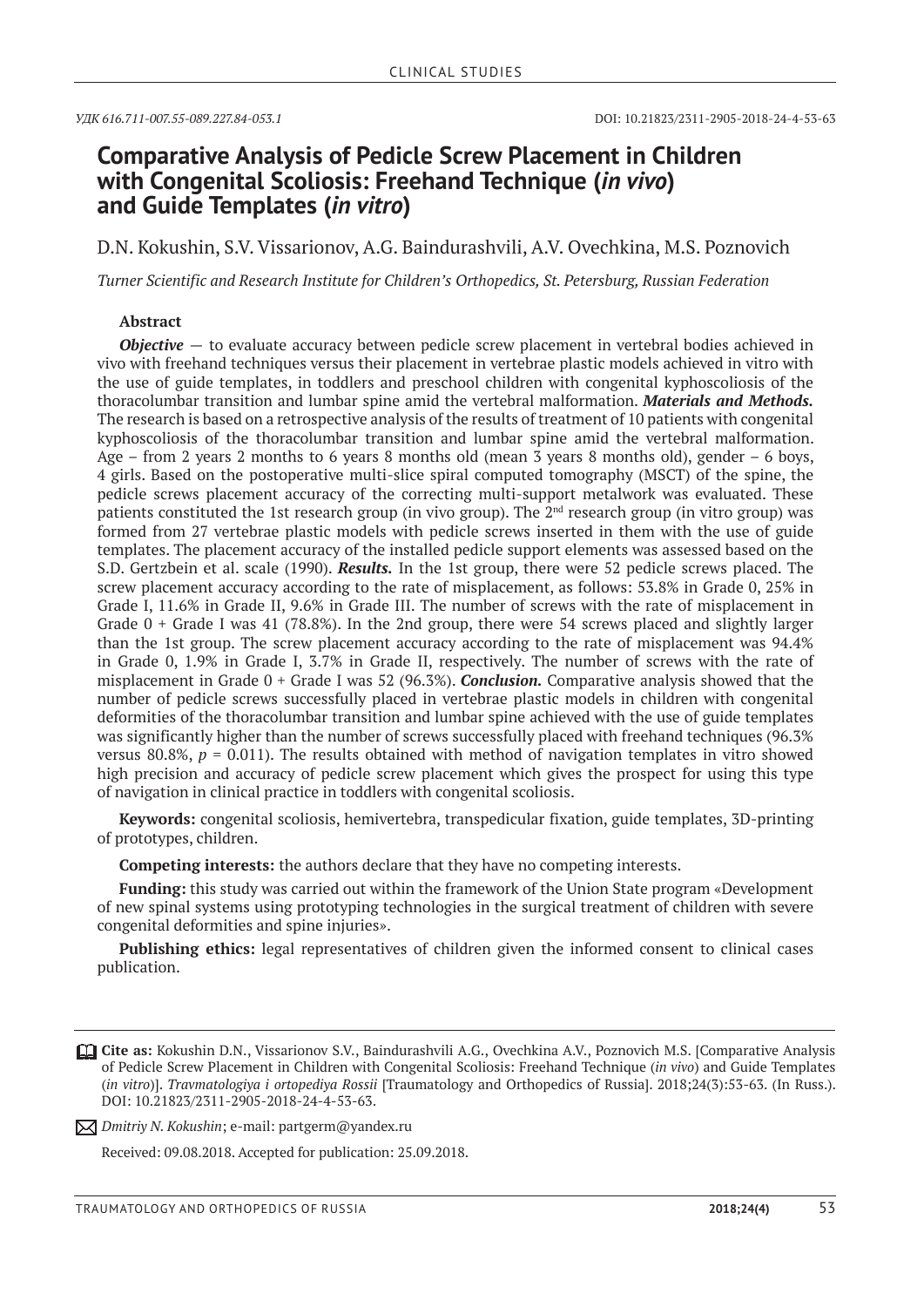*УДК 616.711-007.55-089.227.84-053.1*

DOI: 10.21823/2311-2905-2018-24-4-53-63

# Comparative Analysis of Pedicle Screw Placement in Children with Congenital Scoliosis: Freehand Technique (*in vivo*) and Guide Templates (*in vitro*)

D.N. Kokushin, S.V. Vissarionov, A.G. Baindurashvili, A.V. Ovechkina, M.S. Poznovich

*Turner Scientific and Research Institute for Children's Orthopedics, St. Petersburg, Russian Federation*

### Abstract

***Objective*** — to evaluate accuracy between pedicle screw placement in vertebral bodies achieved in vivo with freehand techniques versus their placement in vertebrae plastic models achieved in vitro with the use of guide templates, in toddlers and preschool children with congenital kyphoscoliosis of the thoracolumbar transition and lumbar spine amid the vertebral malformation. ***Materials and Methods.*** The research is based on a retrospective analysis of the results of treatment of 10 patients with congenital kyphoscoliosis of the thoracolumbar transition and lumbar spine amid the vertebral malformation. Age – from 2 years 2 months to 6 years 8 months old (mean 3 years 8 months old), gender – 6 boys, 4 girls. Based on the postoperative multi-slice spiral computed tomography (MSCT) of the spine, the pedicle screws placement accuracy of the correcting multi-support metalwork was evaluated. These patients constituted the 1st research group (in vivo group). The 2nd research group (in vitro group) was formed from 27 vertebrae plastic models with pedicle screws inserted in them with the use of guide templates. The placement accuracy of the installed pedicle support elements was assessed based on the S.D. Gertzbein et al. scale (1990). ***Results.*** In the 1st group, there were 52 pedicle screws placed. The screw placement accuracy according to the rate of misplacement, as follows: 53.8% in Grade 0, 25% in Grade I, 11.6% in Grade II, 9.6% in Grade III. The number of screws with the rate of misplacement in Grade 0 + Grade I was 41 (78.8%). In the 2nd group, there were 54 screws placed and slightly larger than the 1st group. The screw placement accuracy according to the rate of misplacement was 94.4% in Grade 0, 1.9% in Grade I, 3.7% in Grade II, respectively. The number of screws with the rate of misplacement in Grade 0 + Grade I was 52 (96.3%). ***Conclusion.*** Comparative analysis showed that the number of pedicle screws successfully placed in vertebrae plastic models in children with congenital deformities of the thoracolumbar transition and lumbar spine achieved with the use of guide templates was significantly higher than the number of screws successfully placed with freehand techniques (96.3% versus 80.8%, $p = 0.011$). The results obtained with method of navigation templates in vitro showed high precision and accuracy of pedicle screw placement which gives the prospect for using this type of navigation in clinical practice in toddlers with congenital scoliosis.

**Keywords:** congenital scoliosis, hemivertebra, transpedicular fixation, guide templates, 3D-printing of prototypes, children.

**Competing interests:** the authors declare that they have no competing interests.

**Funding:** this study was carried out within the framework of the Union State program «Development of new spinal systems using prototyping technologies in the surgical treatment of children with severe congenital deformities and spine injuries».

**Publishing ethics:** legal representatives of children given the informed consent to clinical cases publication.

**Cite as:** Kokushin D.N., Vissarionov S.V., Baindurashvili A.G., Ovechkina A.V., Poznovich M.S. [Comparative Analysis of Pedicle Screw Placement in Children with Congenital Scoliosis: Freehand Technique (*in vivo*) and Guide Templates (*in vitro*)]. *Travmatologiya i ortopediya Rossii* [Traumatology and Orthopedics of Russia]. 2018;24(3):53-63. (In Russ.). DOI: 10.21823/2311-2905-2018-24-4-53-63.

*Dmitriy N. Kokushin*; e-mail: partgerm@yandex.ru

Received: 09.08.2018. Accepted for publication: 25.09.2018.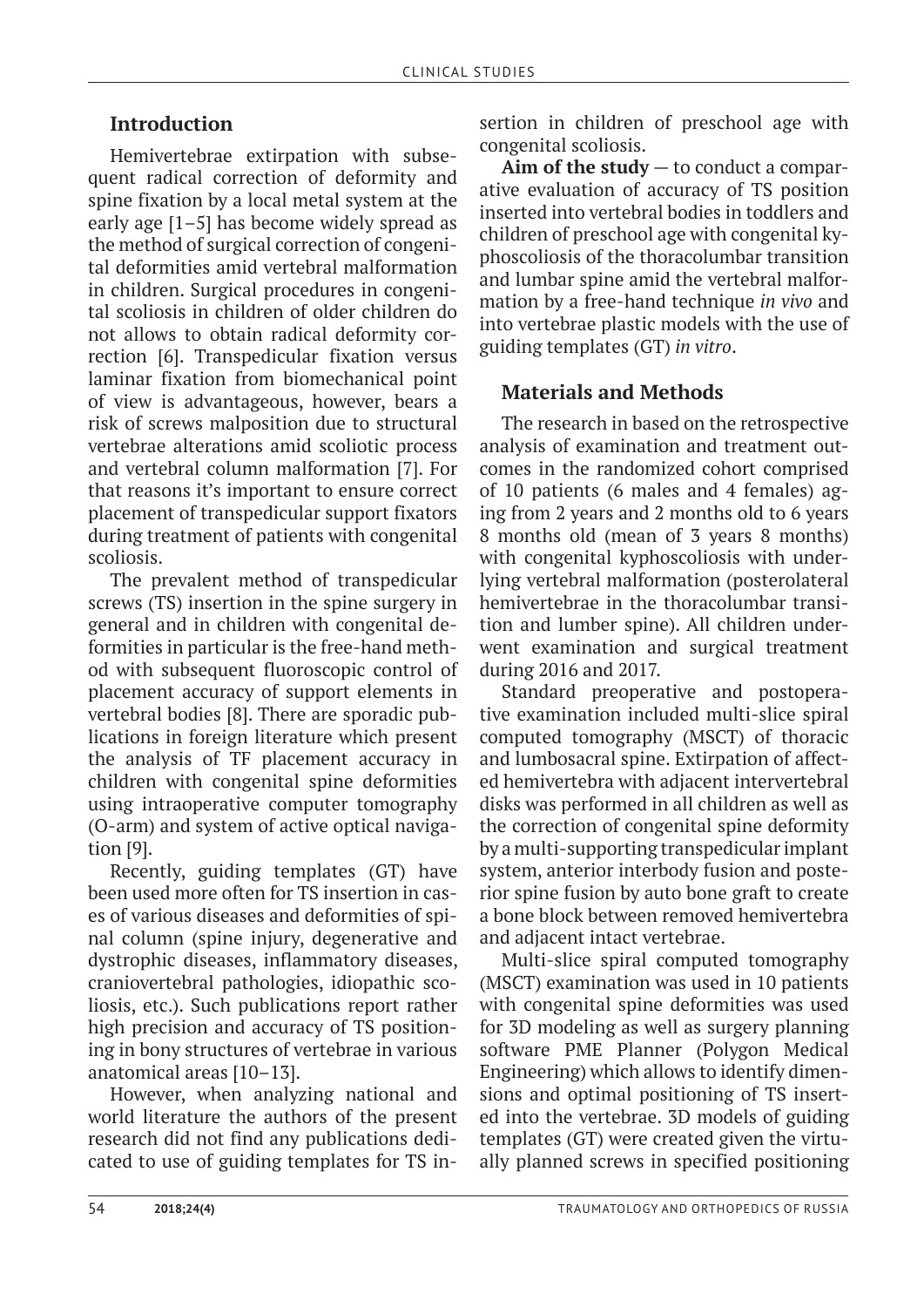## Introduction

Hemivertebrae extirpation with subsequent radical correction of deformity and spine fixation by a local metal system at the early age [1–5] has become widely spread as the method of surgical correction of congenital deformities amid vertebral malformation in children. Surgical procedures in congenital scoliosis in children of older children do not allows to obtain radical deformity correction [6]. Transpedicular fixation versus laminar fixation from biomechanical point of view is advantageous, however, bears a risk of screws malposition due to structural vertebrae alterations amid scoliotic process and vertebral column malformation [7]. For that reasons it's important to ensure correct placement of transpedicular support fixators during treatment of patients with congenital scoliosis.

The prevalent method of transpedicular screws (TS) insertion in the spine surgery in general and in children with congenital deformities in particular is the free-hand method with subsequent fluoroscopic control of placement accuracy of support elements in vertebral bodies [8]. There are sporadic publications in foreign literature which present the analysis of TF placement accuracy in children with congenital spine deformities using intraoperative computer tomography (O-arm) and system of active optical navigation [9].

Recently, guiding templates (GT) have been used more often for TS insertion in cases of various diseases and deformities of spinal column (spine injury, degenerative and dystrophic diseases, inflammatory diseases, craniovertebral pathologies, idiopathic scoliosis, etc.). Such publications report rather high precision and accuracy of TS positioning in bony structures of vertebrae in various anatomical areas [10–13].

However, when analyzing national and world literature the authors of the present research did not find any publications dedicated to use of guiding templates for TS insertion in children of preschool age with congenital scoliosis.

**Aim of the study** — to conduct a comparative evaluation of accuracy of TS position inserted into vertebral bodies in toddlers and children of preschool age with congenital kyphoscoliosis of the thoracolumbar transition and lumbar spine amid the vertebral malformation by a free-hand technique *in vivo* and into vertebrae plastic models with the use of guiding templates (GT) *in vitro*.

## Materials and Methods

The research in based on the retrospective analysis of examination and treatment outcomes in the randomized cohort comprised of 10 patients (6 males and 4 females) aging from 2 years and 2 months old to 6 years 8 months old (mean of 3 years 8 months) with congenital kyphoscoliosis with underlying vertebral malformation (posterolateral hemivertebrae in the thoracolumbar transition and lumber spine). All children underwent examination and surgical treatment during 2016 and 2017.

Standard preoperative and postoperative examination included multi-slice spiral computed tomography (MSCT) of thoracic and lumbosacral spine. Extirpation of affected hemivertebra with adjacent intervertebral disks was performed in all children as well as the correction of congenital spine deformity by a multi-supporting transpedicular implant system, anterior interbody fusion and posterior spine fusion by auto bone graft to create a bone block between removed hemivertebra and adjacent intact vertebrae.

Multi-slice spiral computed tomography (MSCT) examination was used in 10 patients with congenital spine deformities was used for 3D modeling as well as surgery planning software PME Planner (Polygon Medical Engineering) which allows to identify dimensions and optimal positioning of TS inserted into the vertebrae. 3D models of guiding templates (GT) were created given the virtually planned screws in specified positioning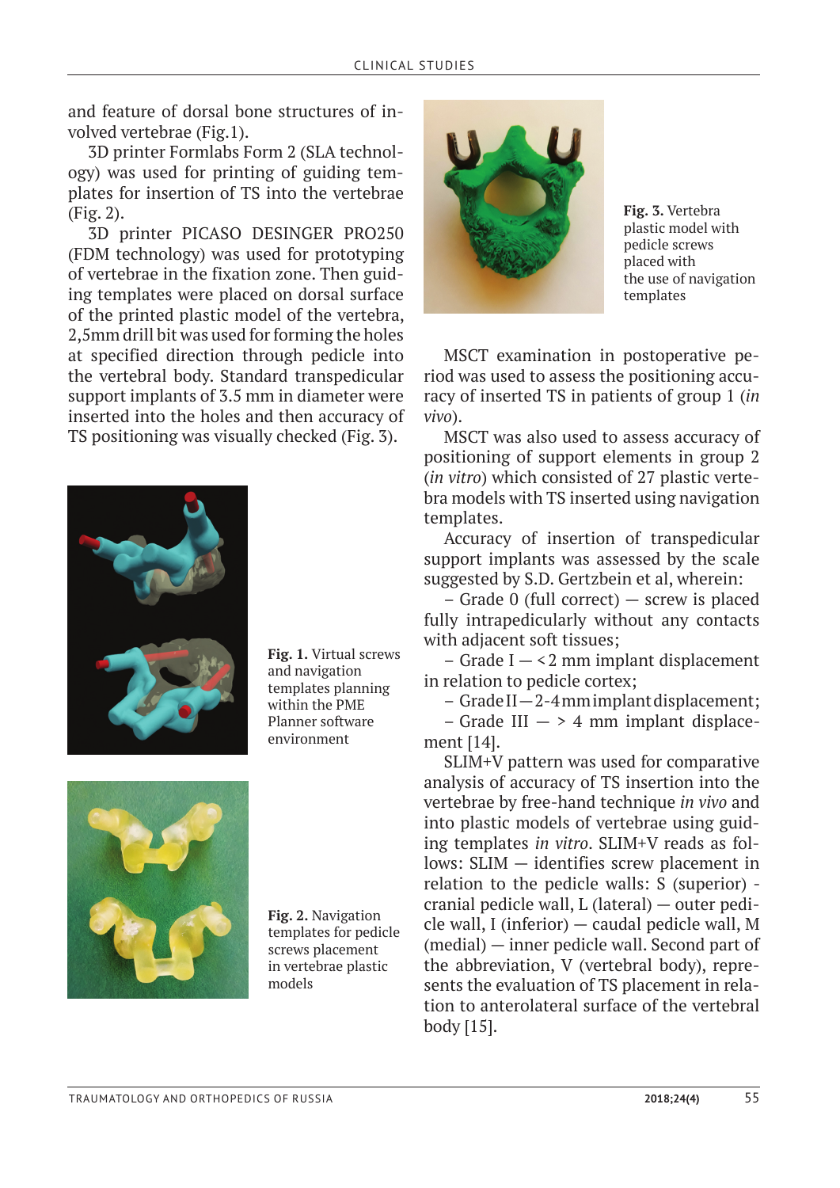and feature of dorsal bone structures of involved vertebrae (Fig.1).

3D printer Formlabs Form 2 (SLA technology) was used for printing of guiding templates for insertion of TS into the vertebrae (Fig. 2).

3D printer PICASO DESINGER PRO250 (FDM technology) was used for prototyping of vertebrae in the fixation zone. Then guiding templates were placed on dorsal surface of the printed plastic model of the vertebra, 2,5mm drill bit was used for forming the holes at specified direction through pedicle into the vertebral body. Standard transpedicular support implants of 3.5 mm in diameter were inserted into the holes and then accuracy of TS positioning was visually checked (Fig. 3).

**Fig. 1.** Virtual screws and navigation templates planning within the PME Planner software environment

**Fig. 2.** Navigation templates for pedicle screws placement in vertebrae plastic models

**Fig. 3.** Vertebra plastic model with pedicle screws placed with the use of navigation templates

MSCT examination in postoperative period was used to assess the positioning accuracy of inserted TS in patients of group 1 (*in vivo*).

MSCT was also used to assess accuracy of positioning of support elements in group 2 (*in vitro*) which consisted of 27 plastic vertebra models with TS inserted using navigation templates.

Accuracy of insertion of transpedicular support implants was assessed by the scale suggested by S.D. Gertzbein et al, wherein:

– Grade 0 (full correct) — screw is placed fully intrapedicularly without any contacts with adjacent soft tissues;

– Grade I — <2 mm implant displacement in relation to pedicle cortex;

– Grade II — 2-4 mm implant displacement;

– Grade III — > 4 mm implant displacement [14].

SLIM+V pattern was used for comparative analysis of accuracy of TS insertion into the vertebrae by free-hand technique *in vivo* and into plastic models of vertebrae using guiding templates *in vitro*. SLIM+V reads as follows: SLIM — identifies screw placement in relation to the pedicle walls: S (superior) - cranial pedicle wall, L (lateral) — outer pedicle wall, I (inferior) — caudal pedicle wall, M (medial) — inner pedicle wall. Second part of the abbreviation, V (vertebral body), represents the evaluation of TS placement in relation to anterolateral surface of the vertebral body [15].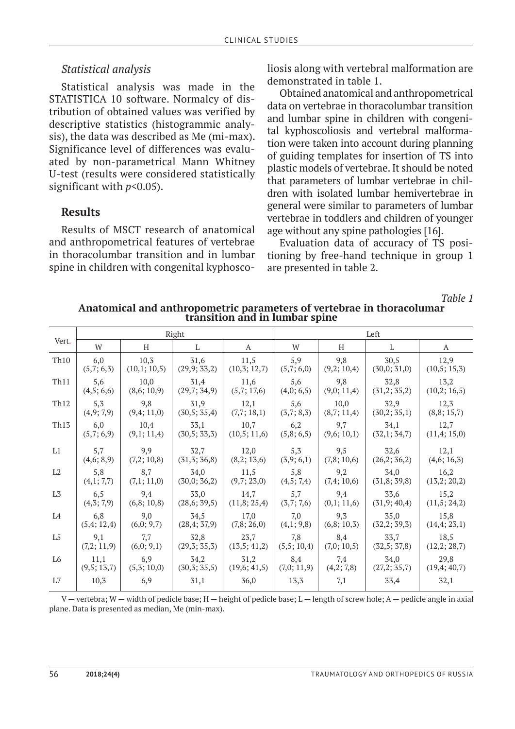### *Statistical analysis*

Statistical analysis was made in the STATISTICA 10 software. Normalcy of distribution of obtained values was verified by descriptive statistics (histogrammic analysis), the data was described as Me (mi-max). Significance level of differences was evaluated by non-parametrical Mann Whitney U-test (results were considered statistically significant with *p*<0.05).

## Results

Results of MSCT research of anatomical and anthropometrical features of vertebrae in thoracolumbar transition and in lumbar spine in children with congenital kyphoscoliosis along with vertebral malformation are demonstrated in table 1.

Obtained anatomical and anthropometrical data on vertebrae in thoracolumbar transition and lumbar spine in children with congenital kyphoscoliosis and vertebral malformation were taken into account during planning of guiding templates for insertion of TS into plastic models of vertebrae. It should be noted that parameters of lumbar vertebrae in children with isolated lumbar hemivertebrae in general were similar to parameters of lumbar vertebrae in toddlers and children of younger age without any spine pathologies [16].

Evaluation data of accuracy of TS positioning by free-hand technique in group 1 are presented in table 2.

*Table 1*

**Anatomical and anthropometric parameters of vertebrae in thoracolumar transition and in lumbar spine**

| Vert. | Right | | | | Left | | | |
|---|---|---|---|---|---|---|---|---|
| | W | H | L | A | W | H | L | A |
| Th10 | 6,0 (5,7; 6,3) | 10,3 (10,1; 10,5) | 31,6 (29,9; 33,2) | 11,5 (10,3; 12,7) | 5,9 (5,7; 6,0) | 9,8 (9,2; 10,4) | 30,5 (30,0; 31,0) | 12,9 (10,5; 15,3) |
| Th11 | 5,6 (4,5; 6,6) | 10,0 (8,6; 10,9) | 31,4 (29,7; 34,9) | 11,6 (5,7; 17,6) | 5,6 (4,0; 6,5) | 9,8 (9,0; 11,4) | 32,8 (31,2; 35,2) | 13,2 (10,2; 16,5) |
| Th12 | 5,3 (4,9; 7,9) | 9,8 (9,4; 11,0) | 31,9 (30,5; 35,4) | 12,1 (7,7; 18,1) | 5,6 (3,7; 8,3) | 10,0 (8,7; 11,4) | 32,9 (30,2; 35,1) | 12,3 (8,8; 15,7) |
| Th13 | 6,0 (5,7; 6,9) | 10,4 (9,1; 11,4) | 33,1 (30,5; 33,3) | 10,7 (10,5; 11,6) | 6,2 (5,8; 6,5) | 9,7 (9,6; 10,1) | 34,1 (32,1; 34,7) | 12,7 (11,4; 15,0) |
| L1 | 5,7 (4,6; 8,9) | 9,9 (7,2; 10,8) | 32,7 (31,3; 36,8) | 12,0 (8,2; 13,6) | 5,3 (3,9; 6,1) | 9,5 (7,8; 10,6) | 32,6 (26,2; 36,2) | 12,1 (4,6; 16,3) |
| L2 | 5,8 (4,1; 7,7) | 8,7 (7,1; 11,0) | 34,0 (30,0; 36,2) | 11,5 (9,7; 23,0) | 5,8 (4,5; 7,4) | 9,2 (7,4; 10,6) | 34,0 (31,8; 39,8) | 16,2 (13,2; 20,2) |
| L3 | 6,5 (4,3; 7,9) | 9,4 (6,8; 10,8) | 33,0 (28,6; 39,5) | 14,7 (11,8; 25,4) | 5,7 (3,7; 7,6) | 9,4 (0,1; 11,6) | 33,6 (31,9; 40,4) | 15,2 (11,5; 24,2) |
| L4 | 6,8 (5,4; 12,4) | 9,0 (6,0; 9,7) | 34,5 (28,4; 37,9) | 17,0 (7,8; 26,0) | 7,0 (4,1; 9,8) | 9,3 (6,8; 10,3) | 35,0 (32,2; 39,3) | 15,8 (14,4; 23,1) |
| L5 | 9,1 (7,2; 11,9) | 7,7 (6,0; 9,1) | 32,8 (29,3; 35,3) | 23,7 (13,5; 41,2) | 7,8 (5,5; 10,4) | 8,4 (7,0; 10,5) | 33,7 (32,5; 37,8) | 18,5 (12,2; 28,7) |
| L6 | 11,1 (9,5; 13,7) | 6,9 (5,3; 10,0) | 34,2 (30,3; 35,5) | 31,2 (19,6; 41,5) | 8,4 (7,0; 11,9) | 7,4 (4,2; 7,8) | 34,0 (27,2; 35,7) | 29,8 (19,4; 40,7) |
| L7 | 10,3 | 6,9 | 31,1 | 36,0 | 13,3 | 7,1 | 33,4 | 32,1 |

V — vertebra; W — width of pedicle base; H — height of pedicle base; L — length of screw hole; A — pedicle angle in axial plane. Data is presented as median, Me (min-max).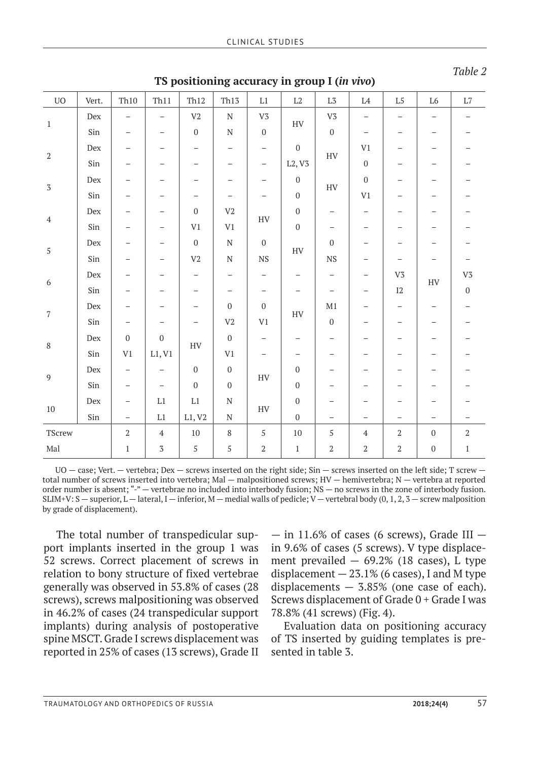*Table 2*

**TS positioning accuracy in group I (*in vivo*)**

| UO | Vert. | Th10 | Th11 | Th12 | Th13 | L1 | L2 | L3 | L4 | L5 | L6 | L7 |
|---|---|---|---|---|---|---|---|---|---|---|---|---|
| 1 | Dex | – | – | V2 | N | V3 | HV | V3 | – | – | – | – |
| | Sin | – | – | 0 | N | 0 | | 0 | – | – | – | – |
| 2 | Dex | – | – | – | – | – | 0 | HV | V1 | – | – | – |
| | Sin | – | – | – | – | – | L2, V3 | | 0 | – | – | – |
| 3 | Dex | – | – | – | – | – | 0 | HV | 0 | – | – | – |
| | Sin | – | – | – | – | – | 0 | | V1 | – | – | – |
| 4 | Dex | – | – | 0 | V2 | HV | 0 | – | – | – | – | – |
| | Sin | – | – | V1 | V1 | | 0 | – | – | – | – | – |
| 5 | Dex | – | – | 0 | N | 0 | HV | 0 | – | – | – | – |
| | Sin | – | – | V2 | N | NS | | NS | – | – | – | – |
| 6 | Dex | – | – | – | – | – | – | – | – | V3 | HV | V3 |
| | Sin | – | – | – | – | – | – | – | – | I2 | | 0 |
| 7 | Dex | – | – | – | 0 | 0 | HV | M1 | – | – | – | – |
| | Sin | – | – | – | V2 | V1 | | 0 | – | – | – | – |
| 8 | Dex | 0 | 0 | HV | 0 | – | – | – | – | – | – | – |
| | Sin | V1 | L1, V1 | | V1 | – | – | – | – | – | – | – |
| 9 | Dex | – | – | 0 | 0 | HV | 0 | – | – | – | – | – |
| | Sin | – | – | 0 | 0 | | 0 | – | – | – | – | – |
| 10 | Dex | – | L1 | L1 | N | HV | 0 | – | – | – | – | – |
| | Sin | – | L1 | L1, V2 | N | | 0 | – | – | – | – | – |
| TScrew | | 2 | 4 | 10 | 8 | 5 | 10 | 5 | 4 | 2 | 0 | 2 |
| Mal | | 1 | 3 | 5 | 5 | 2 | 1 | 2 | 2 | 2 | 0 | 1 |

UO — case; Vert. — vertebra; Dex — screws inserted on the right side; Sin — screws inserted on the left side; T screw — total number of screws inserted into vertebra; Mal — malpositioned screws; HV — hemivertebra; N — vertebra at reported order number is absent; "-" — vertebrae no included into interbody fusion; NS — no screws in the zone of interbody fusion. SLIM+V: S — superior, L — lateral, I — inferior, M — medial walls of pedicle; V — vertebral body (0, 1, 2, 3 — screw malposition by grade of displacement).

The total number of transpedicular support implants inserted in the group 1 was 52 screws. Correct placement of screws in relation to bony structure of fixed vertebrae generally was observed in 53.8% of cases (28 screws), screws malpositioning was observed in 46.2% of cases (24 transpedicular support implants) during analysis of postoperative spine MSCT. Grade I screws displacement was reported in 25% of cases (13 screws), Grade II — in 11.6% of cases (6 screws), Grade III — in 9.6% of cases (5 screws). V type displacement prevailed — 69.2% (18 cases), L type displacement — 23.1% (6 cases), I and M type displacements — 3.85% (one case of each). Screws displacement of Grade 0 + Grade I was 78.8% (41 screws) (Fig. 4).

Evaluation data on positioning accuracy of TS inserted by guiding templates is presented in table 3.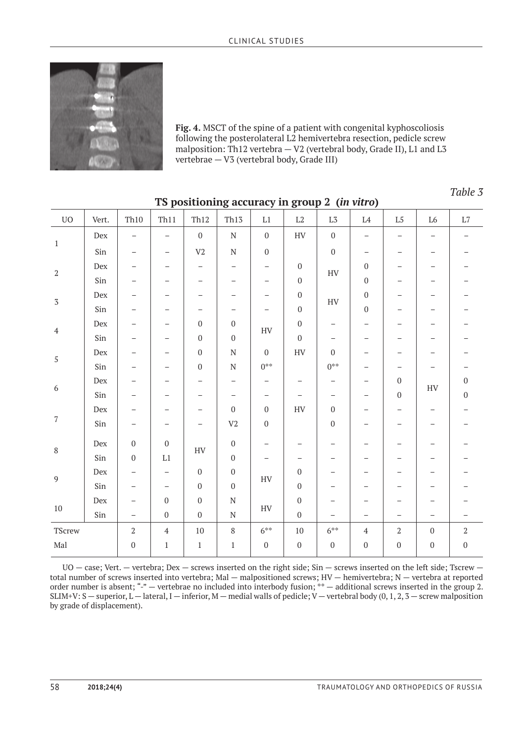**Fig. 4.** MSCT of the spine of a patient with congenital kyphoscoliosis following the posterolateral L2 hemivertebra resection, pedicle screw malposition: Th12 vertebra — V2 (vertebral body, Grade II), L1 and L3 vertebrae — V3 (vertebral body, Grade III)

*Table 3*

**TS positioning accuracy in group 2 (*in vitro*)**

| UO | Vert. | Th10 | Th11 | Th12 | Th13 | L1 | L2 | L3 | L4 | L5 | L6 | L7 |
|---|---|---|---|---|---|---|---|---|---|---|---|---|
| 1 | Dex | – | – | 0 | N | 0 | HV | 0 | – | – | – | – |
| | Sin | – | – | V2 | N | 0 | | 0 | – | – | – | – |
| 2 | Dex | – | – | – | – | – | 0 | HV | 0 | – | – | – |
| | Sin | – | – | – | – | – | 0 | | 0 | – | – | – |
| 3 | Dex | – | – | – | – | – | 0 | HV | 0 | – | – | – |
| | Sin | – | – | – | – | – | 0 | | 0 | – | – | – |
| 4 | Dex | – | – | 0 | 0 | HV | 0 | – | – | – | – | – |
| | Sin | – | – | 0 | 0 | | 0 | – | – | – | – | – |
| 5 | Dex | – | – | 0 | N | 0 | HV | 0 | – | – | – | – |
| | Sin | – | – | 0 | N | 0** | | 0** | – | – | – | – |
| 6 | Dex | – | – | – | – | – | – | – | – | 0 | HV | 0 |
| | Sin | – | – | – | – | – | – | – | – | 0 | | 0 |
| 7 | Dex | – | – | – | 0 | 0 | HV | 0 | – | – | – | – |
| | Sin | – | – | – | V2 | 0 | | 0 | – | – | – | – |
| 8 | Dex | 0 | 0 | HV | 0 | – | – | – | – | – | – | – |
| | Sin | 0 | L1 | | 0 | – | – | – | – | – | – | – |
| 9 | Dex | – | – | 0 | 0 | HV | 0 | – | – | – | – | – |
| | Sin | – | – | 0 | 0 | | 0 | – | – | – | – | – |
| 10 | Dex | – | 0 | 0 | N | HV | 0 | – | – | – | – | – |
| | Sin | – | 0 | 0 | N | | 0 | – | – | – | – | – |
| TScrew | | 2 | 4 | 10 | 8 | 6** | 10 | 6** | 4 | 2 | 0 | 2 |
| Mal | | 0 | 1 | 1 | 1 | 0 | 0 | 0 | 0 | 0 | 0 | 0 |

UO — case; Vert. — vertebra; Dex — screws inserted on the right side; Sin — screws inserted on the left side; Tscrew — total number of screws inserted into vertebra; Mal — malpositioned screws; HV — hemivertebra; N — vertebra at reported order number is absent; "-" — vertebrae no included into interbody fusion; ** — additional screws inserted in the group 2. SLIM+V: S — superior, L — lateral, I — inferior, M — medial walls of pedicle; V — vertebral body (0, 1, 2, 3 — screw malposition by grade of displacement).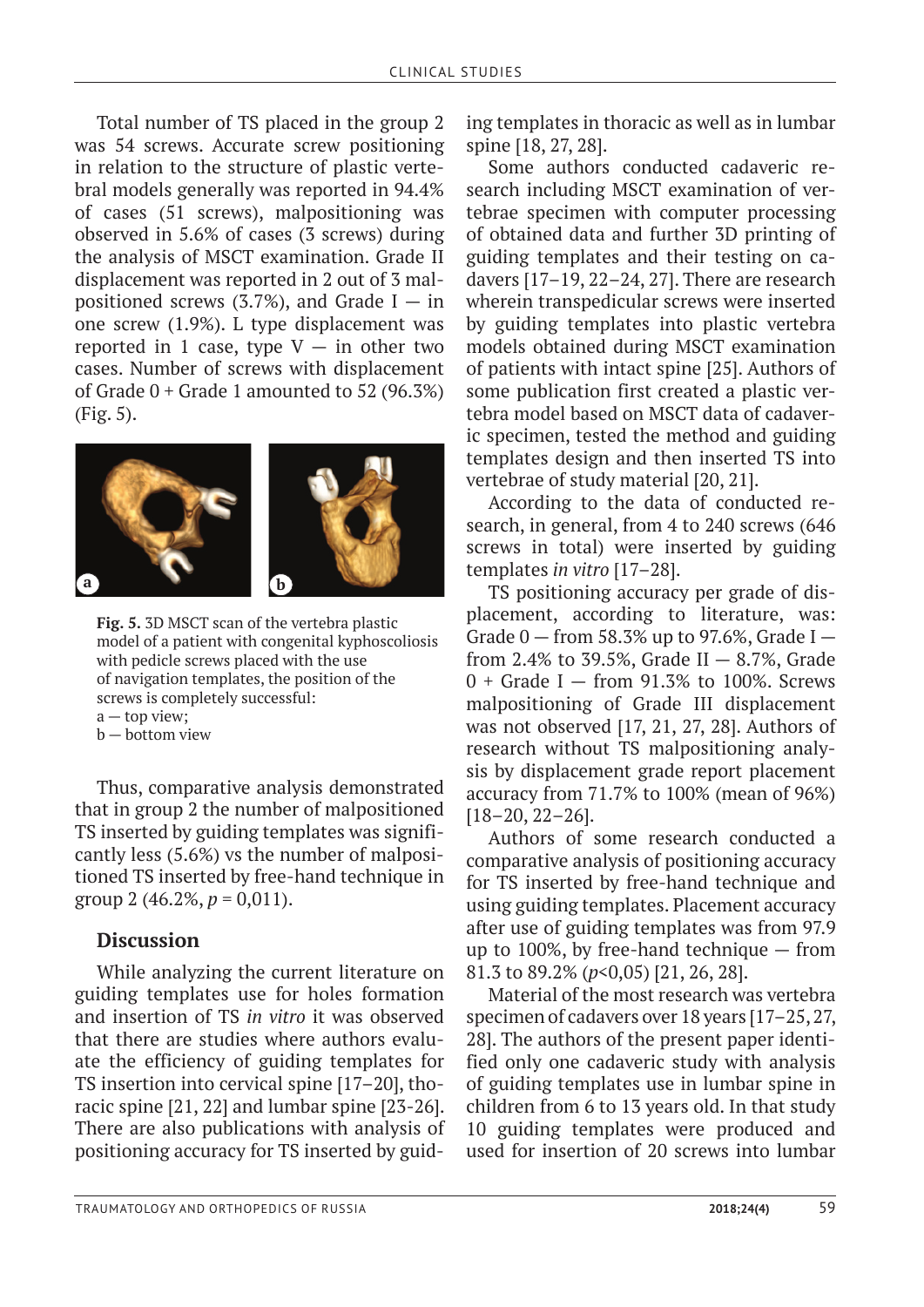Total number of TS placed in the group 2 was 54 screws. Accurate screw positioning in relation to the structure of plastic vertebral models generally was reported in 94.4% of cases (51 screws), malpositioning was observed in 5.6% of cases (3 screws) during the analysis of MSCT examination. Grade II displacement was reported in 2 out of 3 malpositioned screws (3.7%), and Grade I — in one screw (1.9%). L type displacement was reported in 1 case, type V — in other two cases. Number of screws with displacement of Grade 0 + Grade 1 amounted to 52 (96.3%) (Fig. 5).

**Fig. 5.** 3D MSCT scan of the vertebra plastic model of a patient with congenital kyphoscoliosis with pedicle screws placed with the use of navigation templates, the position of the screws is completely successful:
a — top view;
b — bottom view

Thus, comparative analysis demonstrated that in group 2 the number of malpositioned TS inserted by guiding templates was significantly less (5.6%) vs the number of malpositioned TS inserted by free-hand technique in group 2 (46.2%, $p$ = 0,011).

## Discussion

While analyzing the current literature on guiding templates use for holes formation and insertion of TS *in vitro* it was observed that there are studies where authors evaluate the efficiency of guiding templates for TS insertion into cervical spine [17–20], thoracic spine [21, 22] and lumbar spine [23-26]. There are also publications with analysis of positioning accuracy for TS inserted by guiding templates in thoracic as well as in lumbar spine [18, 27, 28].

Some authors conducted cadaveric research including MSCT examination of vertebrae specimen with computer processing of obtained data and further 3D printing of guiding templates and their testing on cadavers [17–19, 22–24, 27]. There are research wherein transpedicular screws were inserted by guiding templates into plastic vertebra models obtained during MSCT examination of patients with intact spine [25]. Authors of some publication first created a plastic vertebra model based on MSCT data of cadaveric specimen, tested the method and guiding templates design and then inserted TS into vertebrae of study material [20, 21].

According to the data of conducted research, in general, from 4 to 240 screws (646 screws in total) were inserted by guiding templates *in vitro* [17–28].

TS positioning accuracy per grade of displacement, according to literature, was: Grade 0 — from 58.3% up to 97.6%, Grade I — from 2.4% to 39.5%, Grade II — 8.7%, Grade 0 + Grade I — from 91.3% to 100%. Screws malpositioning of Grade III displacement was not observed [17, 21, 27, 28]. Authors of research without TS malpositioning analysis by displacement grade report placement accuracy from 71.7% to 100% (mean of 96%) [18–20, 22–26].

Authors of some research conducted a comparative analysis of positioning accuracy for TS inserted by free-hand technique and using guiding templates. Placement accuracy after use of guiding templates was from 97.9 up to 100%, by free-hand technique — from 81.3 to 89.2% ($p$<0,05) [21, 26, 28].

Material of the most research was vertebra specimen of cadavers over 18 years [17–25, 27, 28]. The authors of the present paper identified only one cadaveric study with analysis of guiding templates use in lumbar spine in children from 6 to 13 years old. In that study 10 guiding templates were produced and used for insertion of 20 screws into lumbar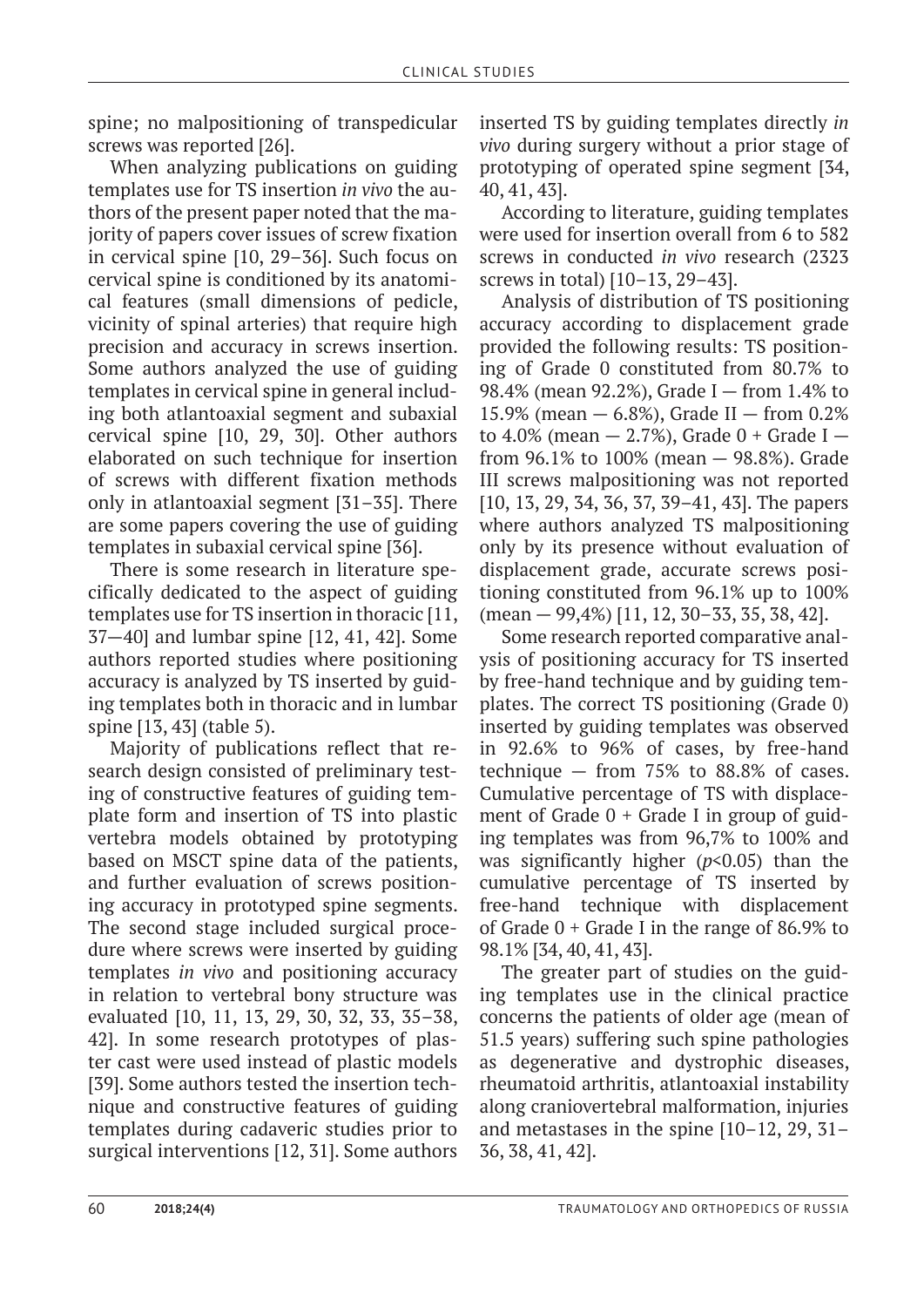spine; no malpositioning of transpedicular screws was reported [26].

When analyzing publications on guiding templates use for TS insertion *in vivo* the authors of the present paper noted that the majority of papers cover issues of screw fixation in cervical spine [10, 29–36]. Such focus on cervical spine is conditioned by its anatomical features (small dimensions of pedicle, vicinity of spinal arteries) that require high precision and accuracy in screws insertion. Some authors analyzed the use of guiding templates in cervical spine in general including both atlantoaxial segment and subaxial cervical spine [10, 29, 30]. Other authors elaborated on such technique for insertion of screws with different fixation methods only in atlantoaxial segment [31–35]. There are some papers covering the use of guiding templates in subaxial cervical spine [36].

There is some research in literature specifically dedicated to the aspect of guiding templates use for TS insertion in thoracic [11, 37—40] and lumbar spine [12, 41, 42]. Some authors reported studies where positioning accuracy is analyzed by TS inserted by guiding templates both in thoracic and in lumbar spine [13, 43] (table 5).

Majority of publications reflect that research design consisted of preliminary testing of constructive features of guiding template form and insertion of TS into plastic vertebra models obtained by prototyping based on MSCT spine data of the patients, and further evaluation of screws positioning accuracy in prototyped spine segments. The second stage included surgical procedure where screws were inserted by guiding templates *in vivo* and positioning accuracy in relation to vertebral bony structure was evaluated [10, 11, 13, 29, 30, 32, 33, 35–38, 42]. In some research prototypes of plaster cast were used instead of plastic models [39]. Some authors tested the insertion technique and constructive features of guiding templates during cadaveric studies prior to surgical interventions [12, 31]. Some authors inserted TS by guiding templates directly *in vivo* during surgery without a prior stage of prototyping of operated spine segment [34, 40, 41, 43].

According to literature, guiding templates were used for insertion overall from 6 to 582 screws in conducted *in vivo* research (2323 screws in total) [10–13, 29–43].

Analysis of distribution of TS positioning accuracy according to displacement grade provided the following results: TS positioning of Grade 0 constituted from 80.7% to 98.4% (mean 92.2%), Grade I — from 1.4% to 15.9% (mean — 6.8%), Grade II — from 0.2% to 4.0% (mean — 2.7%), Grade 0 + Grade I — from 96.1% to 100% (mean — 98.8%). Grade III screws malpositioning was not reported [10, 13, 29, 34, 36, 37, 39–41, 43]. The papers where authors analyzed TS malpositioning only by its presence without evaluation of displacement grade, accurate screws positioning constituted from 96.1% up to 100% (mean — 99,4%) [11, 12, 30–33, 35, 38, 42].

Some research reported comparative analysis of positioning accuracy for TS inserted by free-hand technique and by guiding templates. The correct TS positioning (Grade 0) inserted by guiding templates was observed in 92.6% to 96% of cases, by free-hand technique — from 75% to 88.8% of cases. Cumulative percentage of TS with displacement of Grade 0 + Grade I in group of guiding templates was from 96,7% to 100% and was significantly higher ($p<0.05$) than the cumulative percentage of TS inserted by free-hand technique with displacement of Grade 0 + Grade I in the range of 86.9% to 98.1% [34, 40, 41, 43].

The greater part of studies on the guiding templates use in the clinical practice concerns the patients of older age (mean of 51.5 years) suffering such spine pathologies as degenerative and dystrophic diseases, rheumatoid arthritis, atlantoaxial instability along craniovertebral malformation, injuries and metastases in the spine [10–12, 29, 31–36, 38, 41, 42].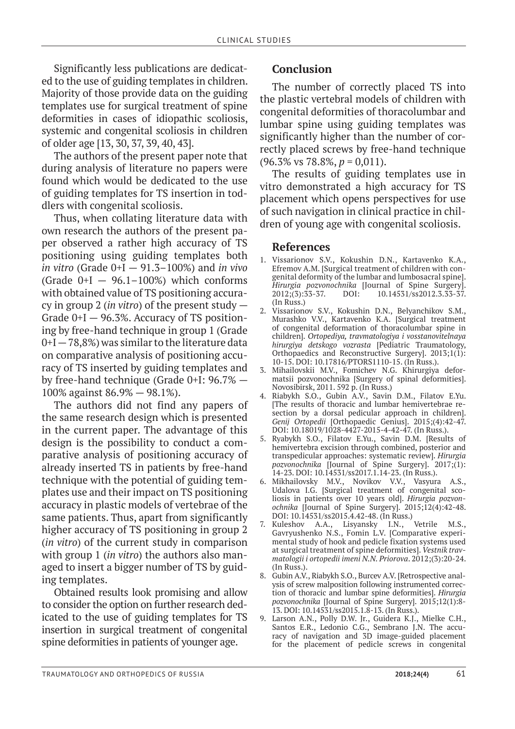Significantly less publications are dedicated to the use of guiding templates in children. Majority of those provide data on the guiding templates use for surgical treatment of spine deformities in cases of idiopathic scoliosis, systemic and congenital scoliosis in children of older age [13, 30, 37, 39, 40, 43].

The authors of the present paper note that during analysis of literature no papers were found which would be dedicated to the use of guiding templates for TS insertion in toddlers with congenital scoliosis.

Thus, when collating literature data with own research the authors of the present paper observed a rather high accuracy of TS positioning using guiding templates both *in vitro* (Grade 0+I — 91.3–100%) and *in vivo* (Grade 0+I — 96.1–100%) which conforms with obtained value of TS positioning accuracy in group 2 (*in vitro*) of the present study — Grade 0+I — 96.3%. Accuracy of TS positioning by free-hand technique in group 1 (Grade 0+I — 78,8%) was similar to the literature data on comparative analysis of positioning accuracy of TS inserted by guiding templates and by free-hand technique (Grade 0+I: 96.7% — 100% against 86.9% — 98.1%).

The authors did not find any papers of the same research design which is presented in the current paper. The advantage of this design is the possibility to conduct a comparative analysis of positioning accuracy of already inserted TS in patients by free-hand technique with the potential of guiding templates use and their impact on TS positioning accuracy in plastic models of vertebrae of the same patients. Thus, apart from significantly higher accuracy of TS positioning in group 2 (*in vitro*) of the current study in comparison with group 1 (*in vitro*) the authors also managed to insert a bigger number of TS by guiding templates.

Obtained results look promising and allow to consider the option on further research dedicated to the use of guiding templates for TS insertion in surgical treatment of congenital spine deformities in patients of younger age.

## Conclusion

The number of correctly placed TS into the plastic vertebral models of children with congenital deformities of thoracolumbar and lumbar spine using guiding templates was significantly higher than the number of correctly placed screws by free-hand technique (96.3% vs 78.8%, $p$ = 0,011).

The results of guiding templates use in vitro demonstrated a high accuracy for TS placement which opens perspectives for use of such navigation in clinical practice in children of young age with congenital scoliosis.

## References

1. Vissarionov S.V., Kokushin D.N., Kartavenko K.A., Efremov A.M. [Surgical treatment of children with congenital deformity of the lumbar and lumbosacral spine]. *Hirurgia pozvonochnika* [Journal of Spine Surgery]. 2012;(3):33-37. DOI: 10.14531/ss2012.3.33-37. (In Russ.)
2. Vissarionov S.V., Kokushin D.N., Belyanchikov S.M., Murashko V.V., Kartavenko K.A. [Surgical treatment of congenital deformation of thoracolumbar spine in children]. *Ortopediya, travmatologiya i vosstanovitelnaya hirurgiya detskogo vozrasta* [Pediatric Traumatology, Orthopaedics and Reconstructive Surgery]. 2013;1(1): 10-15. DOI: 10.17816/PTORS1110-15. (In Russ.).
3. Mihailovskii M.V., Fomichev N.G. Khirurgiya deformatsii pozvonochnika [Surgery of spinal deformities]. Novosibirsk, 2011. 592 p. (In Russ.)
4. Riabykh S.O., Gubin A.V., Savin D.M., Filatov E.Yu. [The results of thoracic and lumbar hemivertebrae resection by a dorsal pedicular approach in children]. *Genij Ortopedii* [Orthopaedic Genius]. 2015;(4):42-47. DOI: 10.18019/1028-4427-2015-4-42-47. (In Russ.).
5. Ryabykh S.O., Filatov E.Yu., Savin D.M. [Results of hemivertebra excision through combined, posterior and transpedicular approaches: systematic review]. *Hirurgia pozvonochnika* [Journal of Spine Surgery]. 2017;(1): 14-23. DOI: 10.14531/ss2017.1.14-23. (In Russ.).
6. Mikhailovsky M.V., Novikov V.V., Vasyura A.S., Udalova I.G. [Surgical treatment of congenital scoliosis in patients over 10 years old]. *Hirurgia pozvonochnika* [Journal of Spine Surgery]. 2015;12(4):42-48. DOI: 10.14531/ss2015.4.42-48. (In Russ.)
7. Kuleshov A.A., Lisyansky I.N., Vetrile M.S., Gavryushenko N.S., Fomin L.V. [Comparative experimental study of hook and pedicle fixation systems used at surgical treatment of spine deformities]. *Vestnik travmatologii i ortopedii imeni N.N. Priorova*. 2012;(3):20-24. (In Russ.).
8. Gubin A.V., Riabykh S.O., Burcev A.V. [Retrospective analysis of screw malposition following instrumented correction of thoracic and lumbar spine deformities]. *Hirurgia pozvonochnika* [Journal of Spine Surgery]. 2015;12(1):8-13. DOI: 10.14531/ss2015.1.8-13. (In Russ.).
9. Larson A.N., Polly D.W. Jr., Guidera K.J., Mielke C.H., Santos E.R., Ledonio C.G., Sembrano J.N. The accuracy of navigation and 3D image-guided placement for the placement of pedicle screws in congenital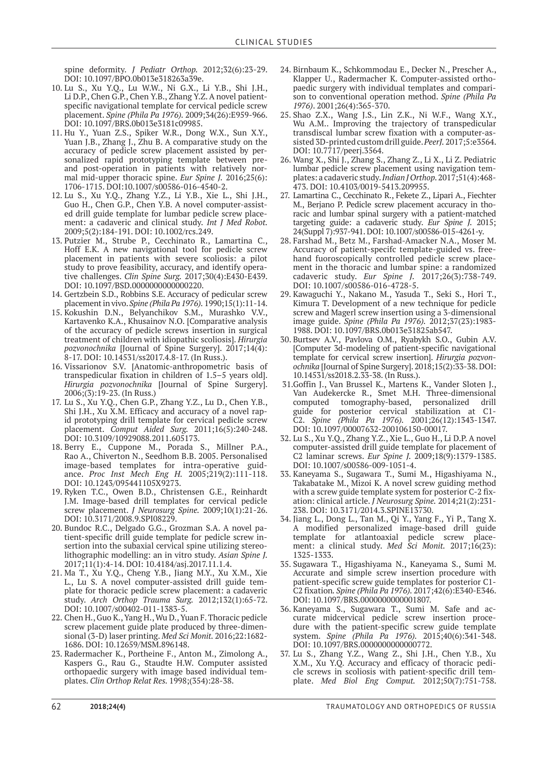spine deformity. *J Pediatr Orthop.* 2012;32(6):23-29. DOI: 10.1097/BPO.0b013e318263a39e.

10. Lu S., Xu Y.Q., Lu W.W., Ni G.X., Li Y.B., Shi J.H., Li D.P., Chen G.P., Chen Y.B., Zhang Y.Z. A novel patient-specific navigational template for cervical pedicle screw placement. *Spine (Phila Pa 1976).* 2009;34(26):E959-966. DOI: 10.1097/BRS.0b013e3181c09985.
11. Hu Y., Yuan Z.S., Spiker W.R., Dong W.X., Sun X.Y., Yuan J.B., Zhang J., Zhu B. A comparative study on the accuracy of pedicle screw placement assisted by personalized rapid prototyping template between pre- and post-operation in patients with relatively normal mid-upper thoracic spine. *Eur Spine J.* 2016;25(6): 1706-1715. DOI:10.1007/s00586-016-4540-2.
12. Lu S., Xu Y.Q., Zhang Y.Z., Li Y.B., Xie L., Shi J.H., Guo H., Chen G.P., Chen Y.B. A novel computer-assisted drill guide template for lumbar pedicle screw placement: a cadaveric and clinical study. *Int J Med Robot.* 2009;5(2):184-191. DOI: 10.1002/rcs.249.
13. Putzier M., Strube P., Cecchinato R., Lamartina C., Hoff E.K. A new navigational tool for pedicle screw placement in patients with severe scoliosis: a pilot study to prove feasibility, accuracy, and identify operative challenges. *Clin Spine Surg.* 2017;30(4):E430-E439. DOI: 10.1097/BSD.0000000000000220.
14. Gertzbein S.D., Robbins S.E. Accuracy of pedicular screw placement in vivo. *Spine (Phila Pa 1976).* 1990;15(1):11-14.
15. Kokushin D.N., Belyanchikov S.M., Murashko V.V., Kartavenko K.A., Khusainov N.O. [Comparative analysis of the accuracy of pedicle screws insertion in surgical treatment of children with idiopathic scoliosis]. *Hirurgia pozvonochnika* [Journal of Spine Surgery]. 2017;14(4): 8-17. DOI: 10.14531/ss2017.4.8-17. (In Russ.).
16. Vissarionov S.V. [Anatomic-anthropometric basis of transpedicular fixation in children of 1.5–5 years old]. *Hirurgia pozvonochnika* [Journal of Spine Surgery]. 2006;(3):19-23. (In Russ.)
17. Lu S., Xu Y.Q., Chen G.P., Zhang Y.Z., Lu D., Chen Y.B., Shi J.H., Xu X.M. Efficacy and accuracy of a novel rapid prototyping drill template for cervical pedicle screw placement. *Comput Aided Surg.* 2011;16(5):240-248. DOI: 10.3109/10929088.2011.605173.
18. Berry E., Cuppone M., Porada S., Millner P.A., Rao A., Chiverton N., Seedhom B.B. 2005. Personalised image-based templates for intra-operative guidance. *Proc Inst Mech Eng H.* 2005;219(2):111-118. DOI: 10.1243/095441105X9273.
19. Ryken T.C., Owen B.D., Christensen G.E., Reinhardt J.M. Image-based drill templates for cervical pedicle screw placement. *J Neurosurg Spine.* 2009;10(1):21-26. DOI: 10.3171/2008.9.SPI08229.
20. Bundoc R.C., Delgado G.G., Grozman S.A. A novel patient-specific drill guide template for pedicle screw insertion into the subaxial cervical spine utilizing stereolithographic modelling: an in vitro study. *Asian Spine J.* 2017;11(1):4-14. DOI: 10.4184/asj.2017.11.1.4.
21. Ma T., Xu Y.Q., Cheng Y.B., Jiang M.Y., Xu X.M., Xie L., Lu S. A novel computer-assisted drill guide template for thoracic pedicle screw placement: a cadaveric study. *Arch Orthop Trauma Surg.* 2012;132(1):65-72. DOI: 10.1007/s00402-011-1383-5.
22. Chen H., Guo K., Yang H., Wu D., Yuan F. Thoracic pedicle screw placement guide plate produced by three-dimensional (3-D) laser printing. *Med Sci Monit.* 2016;22:1682-1686. DOI: 10.12659/MSM.896148.
23. Radermacher K., Portheine F., Anton M., Zimolong A., Kaspers G., Rau G., Staudte H.W. Computer assisted orthopaedic surgery with image based individual templates. *Clin Orthop Relat Res.* 1998;(354):28-38.
24. Birnbaum K., Schkommodau E., Decker N., Prescher A., Klapper U., Radermacher K. Computer-assisted orthopaedic surgery with individual templates and comparison to conventional operation method. *Spine (Phila Pa 1976).* 2001;26(4):365-370.
25. Shao Z.X., Wang J.S., Lin Z.K., Ni W.F., Wang X.Y., Wu A.M.. Improving the trajectory of transpedicular transdiscal lumbar screw fixation with a computer-assisted 3D-printed custom drill guide. *PeerJ.* 2017;5:e3564. DOI: 10.7717/peerj.3564.
26. Wang X., Shi J., Zhang S., Zhang Z., Li X., Li Z. Pediatric lumbar pedicle screw placement using navigation templates: a cadaveric study. *Indian J Orthop.* 2017;51(4):468-473. DOI: 10.4103/0019-5413.209955.
27. Lamartina C., Cecchinato R., Fekete Z., Lipari A., Fiechter M., Berjano P. Pedicle screw placement accuracy in thoracic and lumbar spinal surgery with a patient-matched targeting guide: a cadaveric study. *Eur Spine J.* 2015; 24(Suppl 7):937-941. DOI: 10.1007/s00586-015-4261-y.
28. Farshad M., Betz M., Farshad-Amacker N.A., Moser M. Accuracy of patient-specifc template-guided vs. freehand fluoroscopically controlled pedicle screw placement in the thoracic and lumbar spine: a randomized cadaveric study. *Eur Spine J.* 2017;26(3):738-749. DOI: 10.1007/s00586-016-4728-5.
29. Kawaguchi Y., Nakano M., Yasuda T., Seki S., Hori T., Kimura T. Development of a new technique for pedicle screw and Magerl screw insertion using a 3-dimensional image guide. *Spine (Phila Pa 1976).* 2012;37(23):1983-1988. DOI: 10.1097/BRS.0b013e31825ab547.
30. Burtsev A.V., Pavlova O.M., Ryabykh S.O., Gubin A.V. [Computer 3d-modeling of patient-specific navigational template for cervical screw insertion]. *Hirurgia pozvonochnika* [Journal of Spine Surgery]. 2018;15(2):33-38. DOI: 10.14531/ss2018.2.33-38. (In Russ.).
31. Goffin J., Van Brussel K., Martens K., Vander Sloten J., Van Audekercke R., Smet M.H. Three-dimensional computed tomography-based, personalized drill guide for posterior cervical stabilization at C1-C2. *Spine (Phila Pa 1976).* 2001;26(12):1343-1347. DOI: 10.1097/00007632-200106150-00017.
32. Lu S., Xu Y.Q., Zhang Y.Z., Xie L., Guo H., Li D.P. A novel computer-assisted drill guide template for placement of C2 laminar screws. *Eur Spine J.* 2009;18(9):1379-1385. DOI: 10.1007/s00586-009-1051-4.
33. Kaneyama S., Sugawara T., Sumi M., Higashiyama N., Takabatake M., Mizoi K. A novel screw guiding method with a screw guide template system for posterior C-2 fixation: clinical article. *J Neurosurg Spine.* 2014;21(2):231-238. DOI: 10.3171/2014.3.SPINE13730.
34. Jiang L., Dong L., Tan M., Qi Y., Yang F., Yi P., Tang X. A modified personalized image-based drill guide template for atlantoaxial pedicle screw placement: a clinical study. *Med Sci Monit.* 2017;16(23): 1325-1333.
35. Sugawara T., Higashiyama N., Kaneyama S., Sumi M. Accurate and simple screw insertion procedure with patient-specific screw guide templates for posterior C1-C2 fixation. *Spine (Phila Pa 1976).* 2017;42(6):E340-E346. DOI: 10.1097/BRS.0000000000001807.
36. Kaneyama S., Sugawara T., Sumi M. Safe and accurate midcervical pedicle screw insertion procedure with the patient-specific screw guide template system. *Spine (Phila Pa 1976).* 2015;40(6):341-348. DOI: 10.1097/BRS.0000000000000772.
37. Lu S., Zhang Y.Z., Wang Z., Shi J.H., Chen Y.B., Xu X.M., Xu Y.Q. Accuracy and efficacy of thoracic pedicle screws in scoliosis with patient-specific drill template. *Med Biol Eng Comput.* 2012;50(7):751-758.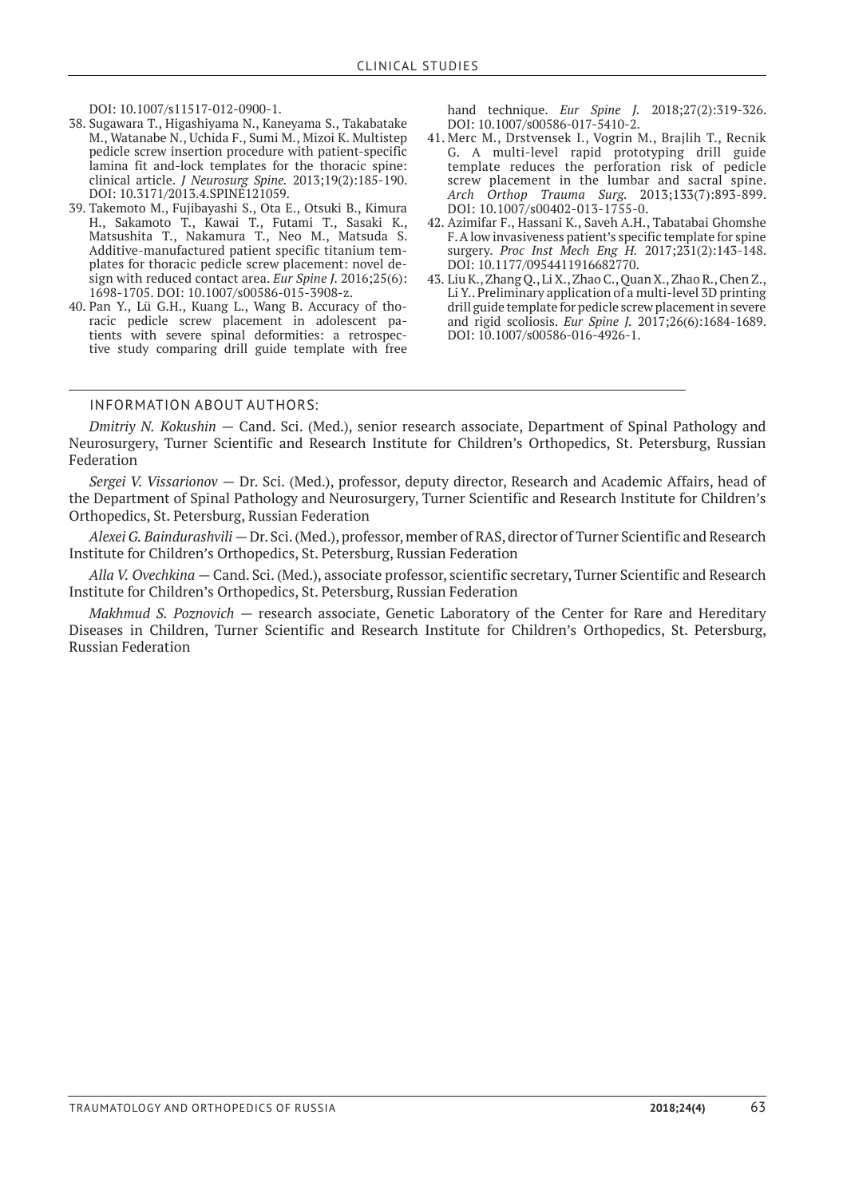DOI: 10.1007/s11517-012-0900-1.

38. Sugawara T., Higashiyama N., Kaneyama S., Takabatake M., Watanabe N., Uchida F., Sumi M., Mizoi K. Multistep pedicle screw insertion procedure with patient-specific lamina fit and-lock templates for the thoracic spine: clinical article. *J Neurosurg Spine.* 2013;19(2):185-190. DOI: 10.3171/2013.4.SPINE121059.
39. Takemoto M., Fujibayashi S., Ota E., Otsuki B., Kimura H., Sakamoto T., Kawai T., Futami T., Sasaki K., Matsushita T., Nakamura T., Neo M., Matsuda S. Additive-manufactured patient specific titanium templates for thoracic pedicle screw placement: novel design with reduced contact area. *Eur Spine J.* 2016;25(6): 1698-1705. DOI: 10.1007/s00586-015-3908-z.
40. Pan Y., Lü G.H., Kuang L., Wang B. Accuracy of thoracic pedicle screw placement in adolescent patients with severe spinal deformities: a retrospective study comparing drill guide template with free hand technique. *Eur Spine J.* 2018;27(2):319-326. DOI: 10.1007/s00586-017-5410-2.
41. Merc M., Drstvensek I., Vogrin M., Brajlih T., Recnik G. A multi-level rapid prototyping drill guide template reduces the perforation risk of pedicle screw placement in the lumbar and sacral spine. *Arch Orthop Trauma Surg.* 2013;133(7):893-899. DOI: 10.1007/s00402-013-1755-0.
42. Azimifar F., Hassani K., Saveh A.H., Tabatabai Ghomshe F. A low invasiveness patient's specific template for spine surgery. *Proc Inst Mech Eng H.* 2017;231(2):143-148. DOI: 10.1177/0954411916682770.
43. Liu K., Zhang Q., Li X., Zhao C., Quan X., Zhao R., Chen Z., Li Y.. Preliminary application of a multi-level 3D printing drill guide template for pedicle screw placement in severe and rigid scoliosis. *Eur Spine J.* 2017;26(6):1684-1689. DOI: 10.1007/s00586-016-4926-1.

## INFORMATION ABOUT AUTHORS:

*Dmitriy N. Kokushin* — Cand. Sci. (Med.), senior research associate, Department of Spinal Pathology and Neurosurgery, Turner Scientific and Research Institute for Children's Orthopedics, St. Petersburg, Russian Federation

*Sergei V. Vissarionov* — Dr. Sci. (Med.), professor, deputy director, Research and Academic Affairs, head of the Department of Spinal Pathology and Neurosurgery, Turner Scientific and Research Institute for Children's Orthopedics, St. Petersburg, Russian Federation

*Alexei G. Baindurashvili* — Dr. Sci. (Med.), professor, member of RAS, director of Turner Scientific and Research Institute for Children's Orthopedics, St. Petersburg, Russian Federation

*Alla V. Ovechkina* — Cand. Sci. (Med.), associate professor, scientific secretary, Turner Scientific and Research Institute for Children's Orthopedics, St. Petersburg, Russian Federation

*Makhmud S. Poznovich* — research associate, Genetic Laboratory of the Center for Rare and Hereditary Diseases in Children, Turner Scientific and Research Institute for Children's Orthopedics, St. Petersburg, Russian Federation